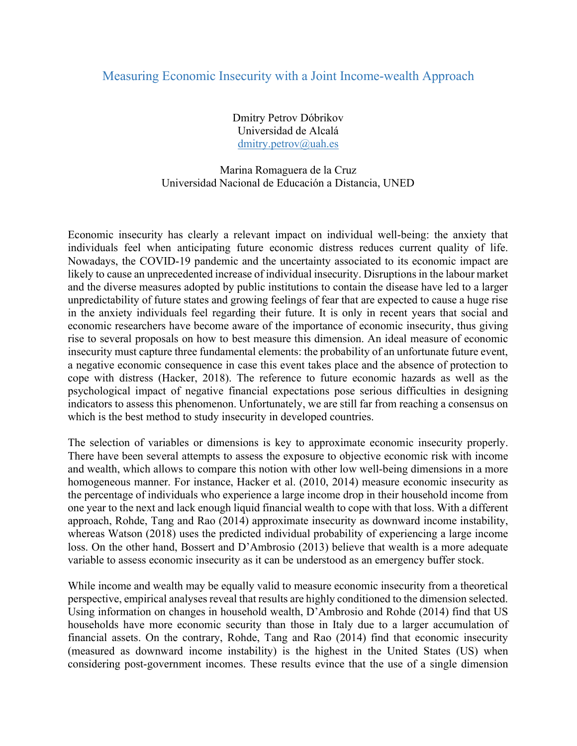# Measuring Economic Insecurity with a Joint Income-wealth Approach

Dmitry Petrov Dóbrikov
Universidad de Alcalá
dmitry.petrov@uah.es

Marina Romaguera de la Cruz
Universidad Nacional de Educación a Distancia, UNED

Economic insecurity has clearly a relevant impact on individual well-being: the anxiety that individuals feel when anticipating future economic distress reduces current quality of life. Nowadays, the COVID-19 pandemic and the uncertainty associated to its economic impact are likely to cause an unprecedented increase of individual insecurity. Disruptions in the labour market and the diverse measures adopted by public institutions to contain the disease have led to a larger unpredictability of future states and growing feelings of fear that are expected to cause a huge rise in the anxiety individuals feel regarding their future. It is only in recent years that social and economic researchers have become aware of the importance of economic insecurity, thus giving rise to several proposals on how to best measure this dimension. An ideal measure of economic insecurity must capture three fundamental elements: the probability of an unfortunate future event, a negative economic consequence in case this event takes place and the absence of protection to cope with distress (Hacker, 2018). The reference to future economic hazards as well as the psychological impact of negative financial expectations pose serious difficulties in designing indicators to assess this phenomenon. Unfortunately, we are still far from reaching a consensus on which is the best method to study insecurity in developed countries.

The selection of variables or dimensions is key to approximate economic insecurity properly. There have been several attempts to assess the exposure to objective economic risk with income and wealth, which allows to compare this notion with other low well-being dimensions in a more homogeneous manner. For instance, Hacker et al. (2010, 2014) measure economic insecurity as the percentage of individuals who experience a large income drop in their household income from one year to the next and lack enough liquid financial wealth to cope with that loss. With a different approach, Rohde, Tang and Rao (2014) approximate insecurity as downward income instability, whereas Watson (2018) uses the predicted individual probability of experiencing a large income loss. On the other hand, Bossert and D'Ambrosio (2013) believe that wealth is a more adequate variable to assess economic insecurity as it can be understood as an emergency buffer stock.

While income and wealth may be equally valid to measure economic insecurity from a theoretical perspective, empirical analyses reveal that results are highly conditioned to the dimension selected. Using information on changes in household wealth, D'Ambrosio and Rohde (2014) find that US households have more economic security than those in Italy due to a larger accumulation of financial assets. On the contrary, Rohde, Tang and Rao (2014) find that economic insecurity (measured as downward income instability) is the highest in the United States (US) when considering post-government incomes. These results evince that the use of a single dimension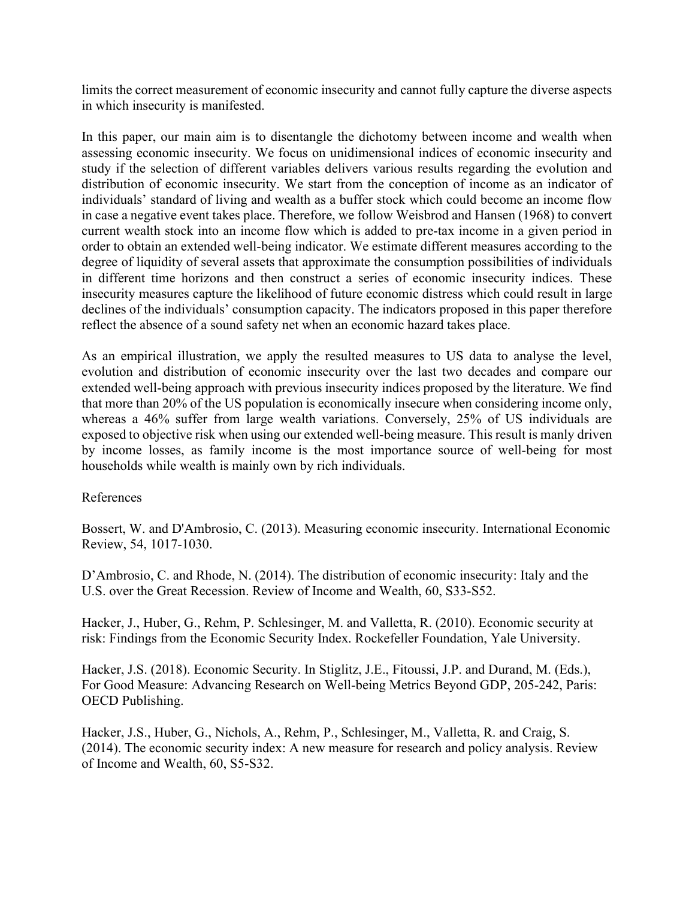limits the correct measurement of economic insecurity and cannot fully capture the diverse aspects in which insecurity is manifested.

In this paper, our main aim is to disentangle the dichotomy between income and wealth when assessing economic insecurity. We focus on unidimensional indices of economic insecurity and study if the selection of different variables delivers various results regarding the evolution and distribution of economic insecurity. We start from the conception of income as an indicator of individuals' standard of living and wealth as a buffer stock which could become an income flow in case a negative event takes place. Therefore, we follow Weisbrod and Hansen (1968) to convert current wealth stock into an income flow which is added to pre-tax income in a given period in order to obtain an extended well-being indicator. We estimate different measures according to the degree of liquidity of several assets that approximate the consumption possibilities of individuals in different time horizons and then construct a series of economic insecurity indices. These insecurity measures capture the likelihood of future economic distress which could result in large declines of the individuals' consumption capacity. The indicators proposed in this paper therefore reflect the absence of a sound safety net when an economic hazard takes place.

As an empirical illustration, we apply the resulted measures to US data to analyse the level, evolution and distribution of economic insecurity over the last two decades and compare our extended well-being approach with previous insecurity indices proposed by the literature. We find that more than 20% of the US population is economically insecure when considering income only, whereas a 46% suffer from large wealth variations. Conversely, 25% of US individuals are exposed to objective risk when using our extended well-being measure. This result is manly driven by income losses, as family income is the most importance source of well-being for most households while wealth is mainly own by rich individuals.

References

Bossert, W. and D'Ambrosio, C. (2013). Measuring economic insecurity. International Economic Review, 54, 1017-1030.

D'Ambrosio, C. and Rhode, N. (2014). The distribution of economic insecurity: Italy and the U.S. over the Great Recession. Review of Income and Wealth, 60, S33-S52.

Hacker, J., Huber, G., Rehm, P. Schlesinger, M. and Valletta, R. (2010). Economic security at risk: Findings from the Economic Security Index. Rockefeller Foundation, Yale University.

Hacker, J.S. (2018). Economic Security. In Stiglitz, J.E., Fitoussi, J.P. and Durand, M. (Eds.), For Good Measure: Advancing Research on Well-being Metrics Beyond GDP, 205-242, Paris: OECD Publishing.

Hacker, J.S., Huber, G., Nichols, A., Rehm, P., Schlesinger, M., Valletta, R. and Craig, S. (2014). The economic security index: A new measure for research and policy analysis. Review of Income and Wealth, 60, S5-S32.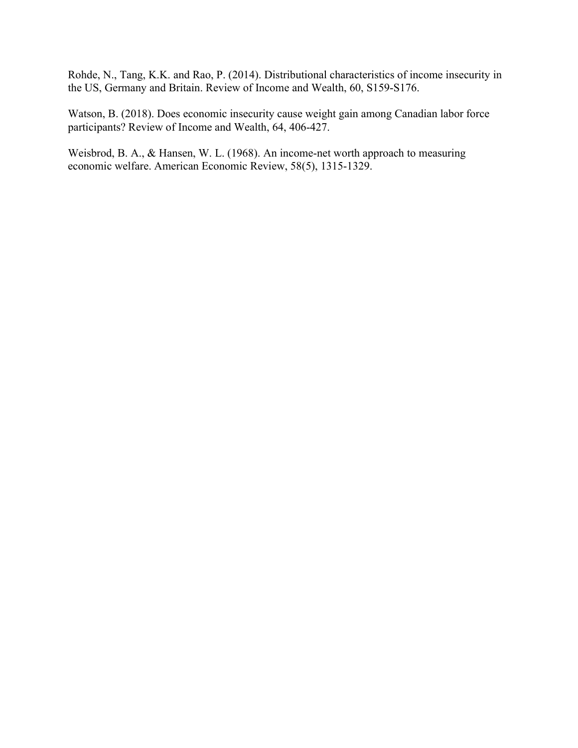Rohde, N., Tang, K.K. and Rao, P. (2014). Distributional characteristics of income insecurity in the US, Germany and Britain. Review of Income and Wealth, 60, S159-S176.

Watson, B. (2018). Does economic insecurity cause weight gain among Canadian labor force participants? Review of Income and Wealth, 64, 406-427.

Weisbrod, B. A., & Hansen, W. L. (1968). An income-net worth approach to measuring economic welfare. American Economic Review, 58(5), 1315-1329.